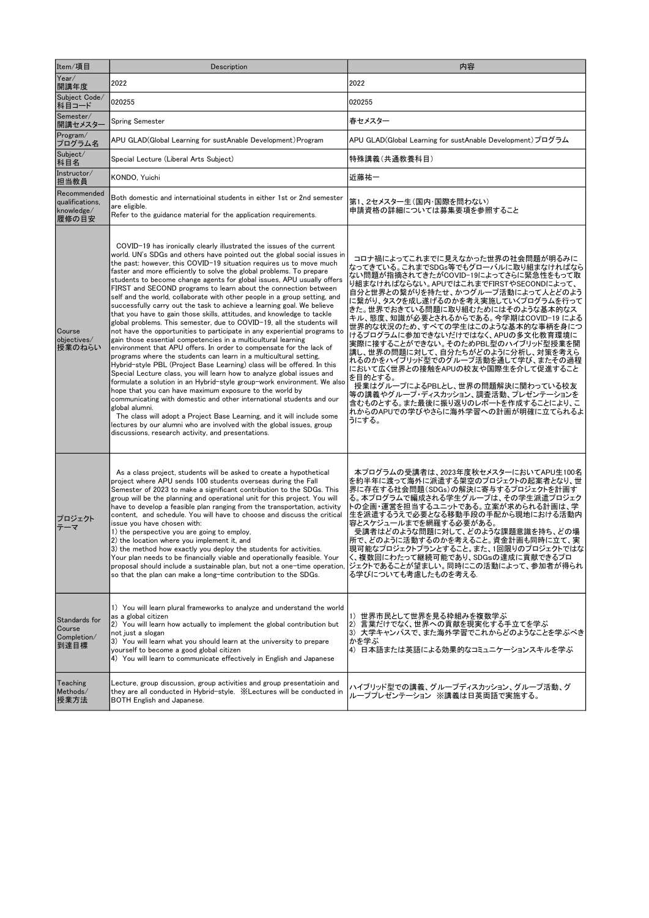| Item/項目 | Description | 内容 |
|---|---|---|
| Year/開講年度 | 2022 | 2022 |
| Subject Code/科目コード | 020255 | 020255 |
| Semester/開講セメスター | Spring Semester | 春セメスター |
| Program/プログラム名 | APU GLAD(Global Learning for sustAnable Development)Program | APU GLAD(Global Learning for sustAnable Development)プログラム |
| Subject/科目名 | Special Lecture (Liberal Arts Subject) | 特殊講義(共通教養科目) |
| Instructor/担当教員 | KONDO, Yuichi | 近藤祐一 |
| Recommended qualifications, knowledge/履修の目安 | Both domestic and internatioinal students in either 1st or 2nd semester are eligible.<br>Refer to the guidance material for the application requirements. | 第1、2セメスター生(国内・国際を問わない)<br>申請資格の詳細については募集要項を参照すること |
| Course objectives/授業のねらい | COVID-19 has ironically clearly illustrated the issues of the current world. UN's SDGs and others have pointed out the global social issues in the past: however, this COVID-19 situation requires us to move much faster and more efficiently to solve the global problems. To prepare students to become change agents for global issues, APU usually offers FIRST and SECOND programs to learn about the connection between self and the world, collaborate with other people in a group setting, and successfully carry out the task to achieve a learning goal. We believe that you have to gain those skills, attitudes, and knowledge to tackle global problems. This semester, due to COVID-19, all the students will not have the opportunities to participate in any experiential programs to gain those essential competencies in a multicultural learning environment that APU offers. In order to compensate for the lack of programs where the students can learn in a multicultural setting, Hybrid-style PBL (Project Base Learning) class will be offered. In this Special Lecture class, you will learn how to analyze global issues and formulate a solution in an Hybrid-style group-work environment. We also hope that you can have maximum exposure to the world by communicating with domestic and other international students and our global alumni.<br>The class will adopt a Project Base Learning, and it will include some lectures by our alumni who are involved with the global issues, group discussions, research activity, and presentations. | コロナ禍によってこれまでに見えなかった世界の社会問題が明るみになってきている。これまでSDGs等でもグローバルに取り組まなければならない問題が指摘されてきたがCOVID-19によってさらに緊急性をもって取り組まなければならない。APUではこれまでFIRSTやSECONDによって、自分と世界との繋がりを持たせ、かつグループ活動によって人とどのように繋がり、タスクを成し遂げるのかを考え実施していくプログラムを行ってきた。世界でおきている問題に取り組むためにはそのような基本的なスキル、態度、知識が必要とされるからである。今学期はCOVID-19 による世界的な状況のため、すべての学生はこのような基本的な事柄を身につけるプログラムに参加できないだけではなく、APUの多文化教育環境に実際に接することができない。そのためPBL型のハイブリッド型授業を開講し、世界の問題に対して、自分たちがどのように分析し、対策を考えられるのかをハイブリッド型でのグループ活動を通して学び、またその過程において広く世界との接触をAPUの校友や国際生を介して促進することを目的とする。<br>授業はグループによるPBLとし、世界の問題解決に関わっている校友等の講義やグループ・ディスカッション、調査活動、プレゼンテーションを含むものとする。また最後に振り返りのレポートを作成することにより、これからのAPUでの学びやさらに海外学習への計画が明確に立てられるようにする。 |
| プロジェクトテーマ | As a class project, students will be asked to create a hypothetical project where APU sends 100 students overseas during the Fall Semester of 2023 to make a significant contribution to the SDGs. This group will be the planning and operational unit for this project. You will have to develop a feasible plan ranging from the transportation, activity content, and schedule. You will have to choose and discuss the critical issue you have chosen with:<br>1) the perspective you are going to employ,<br>2) the location where you implement it, and<br>3) the method how exactly you deploy the students for activities.<br>Your plan needs to be financially viable and operationally feasible. Your proposal should include a sustainable plan, but not a one-time operation, so that the plan can make a long-time contribution to the SDGs. | 本プログラムの受講者は、2023年度秋セメスターにおいてAPU生100名を約半年に渡って海外に派遣する架空のプロジェクトの起案者となり、世界に存在する社会問題(SDGs)の解決に寄与するプロジェクトを計画する。本プログラムで編成される学生グループは、その学生派遣プロジェクトの企画・運営を担当するユニットである。立案が求められる計画は、学生を派遣するうえで必要となる移動手段の手配から現地における活動内容とスケジュールまでを網羅する必要がある。<br>受講者はどのような問題に対して、どのような課題意識を持ち、どの場所で、どのように活動するのかを考えること。資金計画も同時に立て、実現可能なプロジェクトプランとすること。また、1回限りのプロジェクトではなく、複数回にわたって継続可能であり、SDGsの達成に貢献できるプロジェクトであることが望ましい。同時にこの活動によって、参加者が得られる学びについても考慮したものを考える. |
| Standards for Course Completion/到達目標 | 1) You will learn plural frameworks to analyze and understand the world as a global citizen<br>2) You will learn how actually to implement the global contribution but not just a slogan<br>3) You will learn what you should learn at the university to prepare yourself to become a good global citizen<br>4) You will learn to communicate effectively in English and Japanese | 1) 世界市民として世界を見る枠組みを複数学ぶ<br>2) 言葉だけでなく、世界への貢献を現実化する手立てを学ぶ<br>3) 大学キャンパスで、また海外学習でこれからどのようなことを学ぶべきかを学ぶ<br>4) 日本語または英語による効果的なコミュニケーションスキルを学ぶ |
| Teaching Methods/授業方法 | Lecture, group discussion, group activities and group presentatioin and they are all conducted in Hybrid-style. ※Lectures will be conducted in BOTH English and Japanese. | ハイブリッド型での講義、グループディスカッション、グループ活動、グループプレゼンテーション ※講義は日英両語で実施する。 |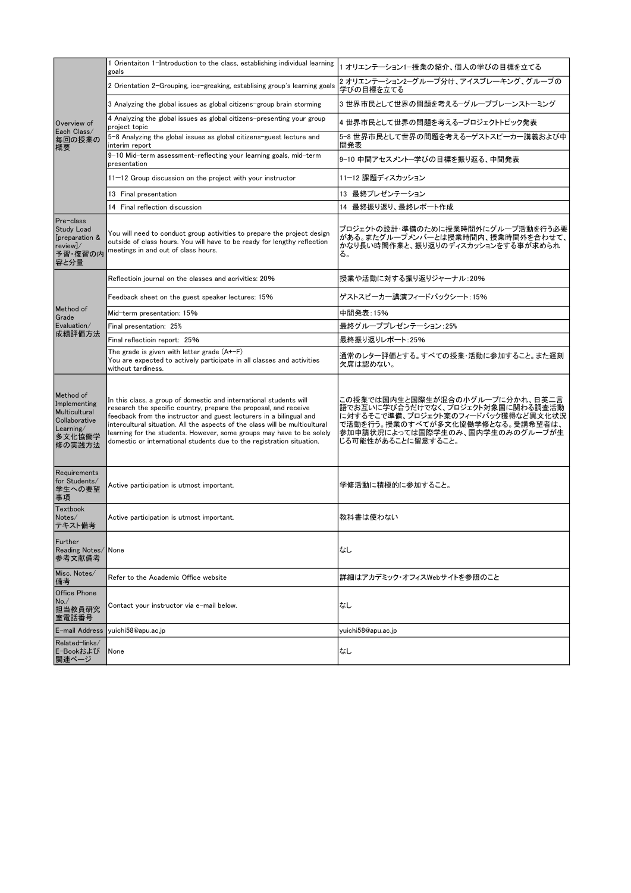| | | |
|---|---|---|
| Overview of Each Class/ 毎回の授業の概要 | 1 Orientaiton 1-Introduction to the class, establishing individual learning goals | 1 オリエンテーション1-授業の紹介、個人の学びの目標を立てる |
| | 2 Orientation 2-Grouping, ice-greaking, establising group's learning goals | 2 オリエンテーション2-グループ分け、アイスブレーキング、グループの学びの目標を立てる |
| | 3 Analyzing the global issues as global citizens-group brain storming | 3 世界市民として世界の問題を考える-グループブレーンストーミング |
| | 4 Analyzing the global issues as global citizens-presenting your group project topic | 4 世界市民として世界の問題を考える-プロジェクトトピック発表 |
| | 5-8 Analyzing the global issues as global citizens-guest lecture and interim report | 5-8 世界市民として世界の問題を考える-ゲストスピーカー講義および中間発表 |
| | 9-10 Mid-term assessment-reflecting your learning goals, mid-term presentation | 9-10 中間アセスメント-学びの目標を振り返る、中間発表 |
| | 11-12 Group discussion on the project with your instructor | 11-12 課題ディスカッション |
| | 13 Final presentation | 13 最終プレゼンテーション |
| | 14 Final reflection discussion | 14 最終振り返り、最終レポート作成 |
| Pre-class Study Load [preparation & review]/ 予習・復習の内容と分量 | You will need to conduct group activities to prepare the project design outside of class hours. You will have to be ready for lengthy reflection meetings in and out of class hours. | プロジェクトの設計・準備のために授業時間外にグループ活動を行う必要がある。またグループメンバーとは授業時間内、授業時間外を合わせて、かなり長い時間作業と、振り返りのディスカッションをする事が求められる。 |
| Method of Grade Evaluation/ 成績評価方法 | Reflectioin journal on the classes and acrivities: 20% | 授業や活動に対する振り返りジャーナル：20% |
| | Feedback sheet on the guest speaker lectures: 15% | ゲストスピーカー講演フィードバックシート：15% |
| | Mid-term presentation: 15% | 中間発表：15% |
| | Final presentation: 25% | 最終グループプレゼンテーション：25% |
| | Final reflectioin report: 25% | 最終振り返りレポート：25% |
| | The grade is given with letter grade (A+-F) You are expected to actively participate in all classes and activities without tardiness. | 通常のレター評価とする。すべての授業・活動に参加すること。また遅刻欠席は認めない。 |
| Method of Implementing Multicultural Collaborative Learning/ 多文化協働学修の実践方法 | In this class, a group of domestic and international students will research the specific country, prepare the proposal, and receive feedback from the instructor and guest lecturers in a bilingual and intercultural situation. All the aspects of the class will be multicultural learning for the students. However, some groups may have to be solely domestic or international students due to the registration situation. | この授業では国内生と国際生が混合の小グループに分かれ、日英二言語でお互いに学び合うだけでなく、プロジェクト対象国に関わる調査活動に対するそこで準備、プロジェクト案のフィードバック獲得など異文化状況で活動を行う。授業のすべてが多文化協働学修となる。受講希望者は、参加申請状況によっては国際学生のみ、国内学生のみのグループが生じる可能性があることに留意すること。 |
| Requirements for Students/ 学生への要望事項 | Active participation is utmost important. | 学修活動に積極的に参加すること。 |
| Textbook Notes/ テキスト備考 | Active participation is utmost important. | 教科書は使わない |
| Further Reading Notes/ 参考文献備考 | None | なし |
| Misc. Notes/ 備考 | Refer to the Academic Office website | 詳細はアカデミック・オフィスWebサイトを参照のこと |
| Office Phone No./ 担当教員研究室電話番号 | Contact your instructor via e-mail below. | なし |
| E-mail Address | yuichi58@apu.ac.jp | yuichi58@apu.ac.jp |
| Related-links/ E-Bookおよび関連ページ | None | なし |